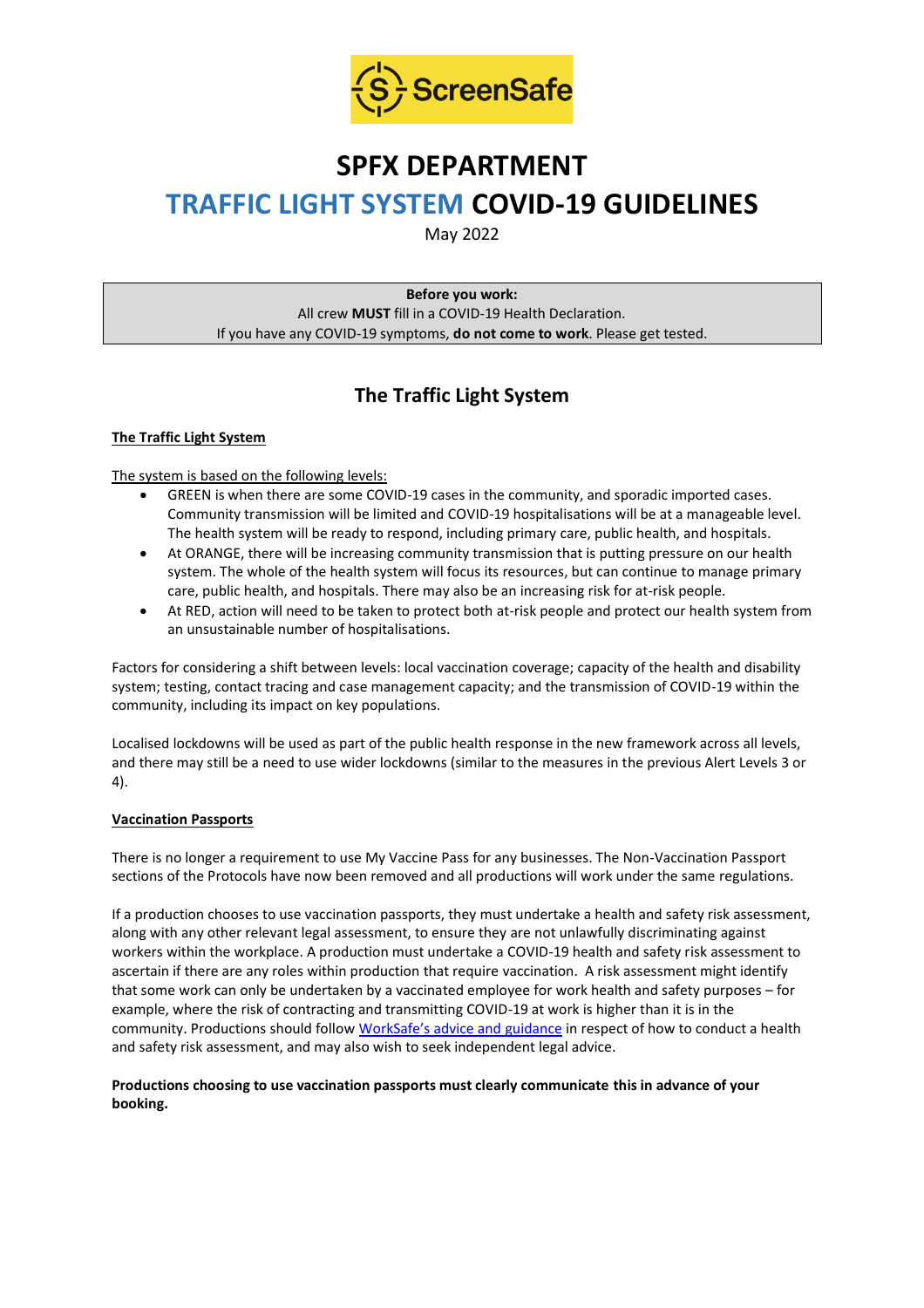# SPFX DEPARTMENT

# TRAFFIC LIGHT SYSTEM COVID-19 GUIDELINES

May 2022

**Before you work:**
All crew **MUST** fill in a COVID-19 Health Declaration.
If you have any COVID-19 symptoms, **do not come to work**. Please get tested.

## The Traffic Light System

### The Traffic Light System

The system is based on the following levels:

- GREEN is when there are some COVID-19 cases in the community, and sporadic imported cases. Community transmission will be limited and COVID-19 hospitalisations will be at a manageable level. The health system will be ready to respond, including primary care, public health, and hospitals.
- At ORANGE, there will be increasing community transmission that is putting pressure on our health system. The whole of the health system will focus its resources, but can continue to manage primary care, public health, and hospitals. There may also be an increasing risk for at-risk people.
- At RED, action will need to be taken to protect both at-risk people and protect our health system from an unsustainable number of hospitalisations.

Factors for considering a shift between levels: local vaccination coverage; capacity of the health and disability system; testing, contact tracing and case management capacity; and the transmission of COVID-19 within the community, including its impact on key populations.

Localised lockdowns will be used as part of the public health response in the new framework across all levels, and there may still be a need to use wider lockdowns (similar to the measures in the previous Alert Levels 3 or 4).

### Vaccination Passports

There is no longer a requirement to use My Vaccine Pass for any businesses. The Non-Vaccination Passport sections of the Protocols have now been removed and all productions will work under the same regulations.

If a production chooses to use vaccination passports, they must undertake a health and safety risk assessment, along with any other relevant legal assessment, to ensure they are not unlawfully discriminating against workers within the workplace. A production must undertake a COVID-19 health and safety risk assessment to ascertain if there are any roles within production that require vaccination. A risk assessment might identify that some work can only be undertaken by a vaccinated employee for work health and safety purposes – for example, where the risk of contracting and transmitting COVID-19 at work is higher than it is in the community. Productions should follow WorkSafe's advice and guidance in respect of how to conduct a health and safety risk assessment, and may also wish to seek independent legal advice.

**Productions choosing to use vaccination passports must clearly communicate this in advance of your booking.**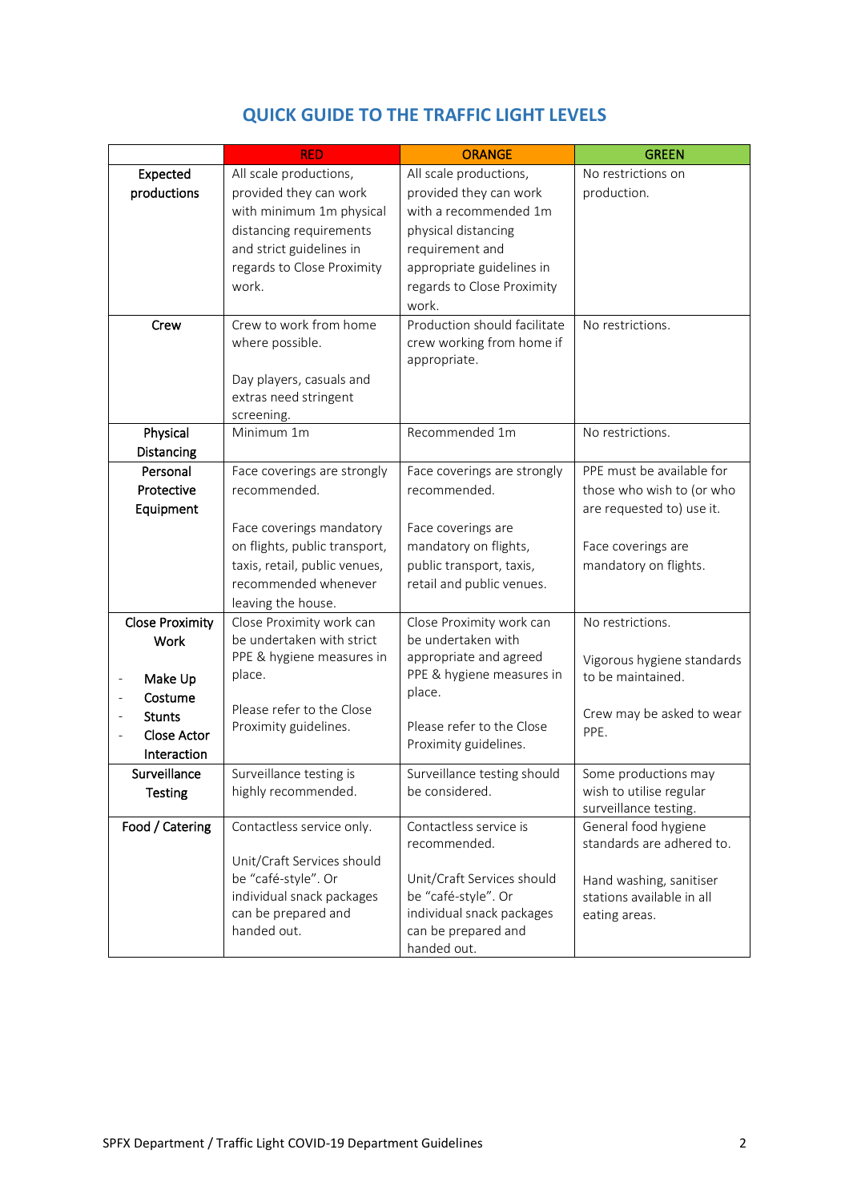## QUICK GUIDE TO THE TRAFFIC LIGHT LEVELS

| | RED | ORANGE | GREEN |
|---|---|---|---|
| **Expected productions** | All scale productions, provided they can work with minimum 1m physical distancing requirements and strict guidelines in regards to Close Proximity work. | All scale productions, provided they can work with a recommended 1m physical distancing requirement and appropriate guidelines in regards to Close Proximity work. | No restrictions on production. |
| **Crew** | Crew to work from home where possible.<br><br>Day players, casuals and extras need stringent screening. | Production should facilitate crew working from home if appropriate. | No restrictions. |
| **Physical Distancing** | Minimum 1m | Recommended 1m | No restrictions. |
| **Personal Protective Equipment** | Face coverings are strongly recommended.<br><br>Face coverings mandatory on flights, public transport, taxis, retail, public venues, recommended whenever leaving the house. | Face coverings are strongly recommended.<br><br>Face coverings are mandatory on flights, public transport, taxis, retail and public venues. | PPE must be available for those who wish to (or who are requested to) use it.<br><br>Face coverings are mandatory on flights. |
| **Close Proximity Work**<br><br>- **Make Up**<br>- **Costume**<br>- **Stunts**<br>- **Close Actor Interaction** | Close Proximity work can be undertaken with strict PPE & hygiene measures in place.<br><br>Please refer to the Close Proximity guidelines. | Close Proximity work can be undertaken with appropriate and agreed PPE & hygiene measures in place.<br><br>Please refer to the Close Proximity guidelines. | No restrictions.<br><br>Vigorous hygiene standards to be maintained.<br><br>Crew may be asked to wear PPE. |
| **Surveillance Testing** | Surveillance testing is highly recommended. | Surveillance testing should be considered. | Some productions may wish to utilise regular surveillance testing. |
| **Food / Catering** | Contactless service only.<br><br>Unit/Craft Services should be "café-style". Or individual snack packages can be prepared and handed out. | Contactless service is recommended.<br><br>Unit/Craft Services should be "café-style". Or individual snack packages can be prepared and handed out. | General food hygiene standards are adhered to.<br><br>Hand washing, sanitiser stations available in all eating areas. |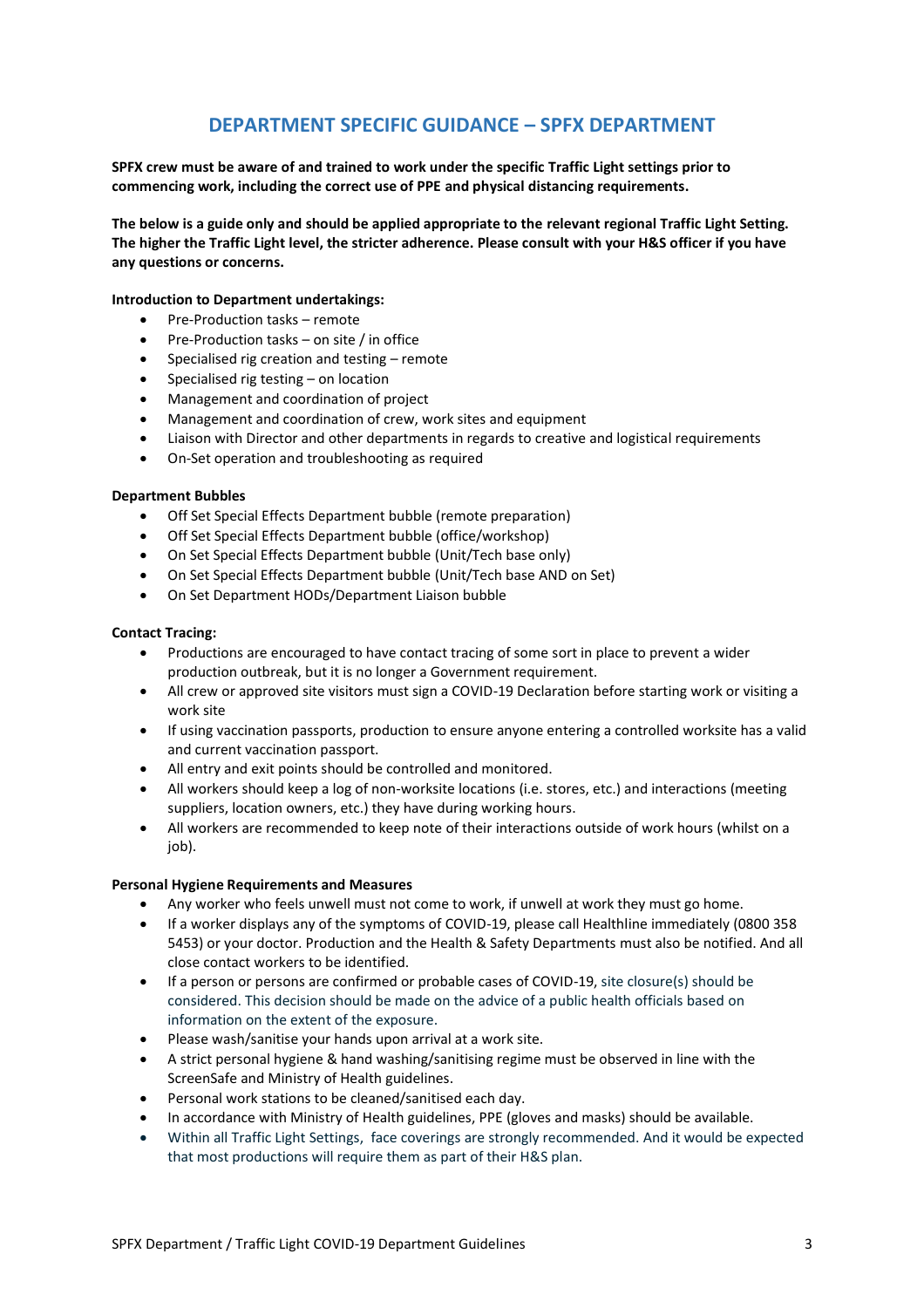# DEPARTMENT SPECIFIC GUIDANCE – SPFX DEPARTMENT

**SPFX crew must be aware of and trained to work under the specific Traffic Light settings prior to commencing work, including the correct use of PPE and physical distancing requirements.**

**The below is a guide only and should be applied appropriate to the relevant regional Traffic Light Setting. The higher the Traffic Light level, the stricter adherence. Please consult with your H&S officer if you have any questions or concerns.**

**Introduction to Department undertakings:**

- Pre-Production tasks – remote
- Pre-Production tasks – on site / in office
- Specialised rig creation and testing – remote
- Specialised rig testing – on location
- Management and coordination of project
- Management and coordination of crew, work sites and equipment
- Liaison with Director and other departments in regards to creative and logistical requirements
- On-Set operation and troubleshooting as required

**Department Bubbles**

- Off Set Special Effects Department bubble (remote preparation)
- Off Set Special Effects Department bubble (office/workshop)
- On Set Special Effects Department bubble (Unit/Tech base only)
- On Set Special Effects Department bubble (Unit/Tech base AND on Set)
- On Set Department HODs/Department Liaison bubble

**Contact Tracing:**

- Productions are encouraged to have contact tracing of some sort in place to prevent a wider production outbreak, but it is no longer a Government requirement.
- All crew or approved site visitors must sign a COVID-19 Declaration before starting work or visiting a work site
- If using vaccination passports, production to ensure anyone entering a controlled worksite has a valid and current vaccination passport.
- All entry and exit points should be controlled and monitored.
- All workers should keep a log of non-worksite locations (i.e. stores, etc.) and interactions (meeting suppliers, location owners, etc.) they have during working hours.
- All workers are recommended to keep note of their interactions outside of work hours (whilst on a job).

**Personal Hygiene Requirements and Measures**

- Any worker who feels unwell must not come to work, if unwell at work they must go home.
- If a worker displays any of the symptoms of COVID-19, please call Healthline immediately (0800 358 5453) or your doctor. Production and the Health & Safety Departments must also be notified. And all close contact workers to be identified.
- If a person or persons are confirmed or probable cases of COVID-19, site closure(s) should be considered. This decision should be made on the advice of a public health officials based on information on the extent of the exposure.
- Please wash/sanitise your hands upon arrival at a work site.
- A strict personal hygiene & hand washing/sanitising regime must be observed in line with the ScreenSafe and Ministry of Health guidelines.
- Personal work stations to be cleaned/sanitised each day.
- In accordance with Ministry of Health guidelines, PPE (gloves and masks) should be available.
- Within all Traffic Light Settings, face coverings are strongly recommended. And it would be expected that most productions will require them as part of their H&S plan.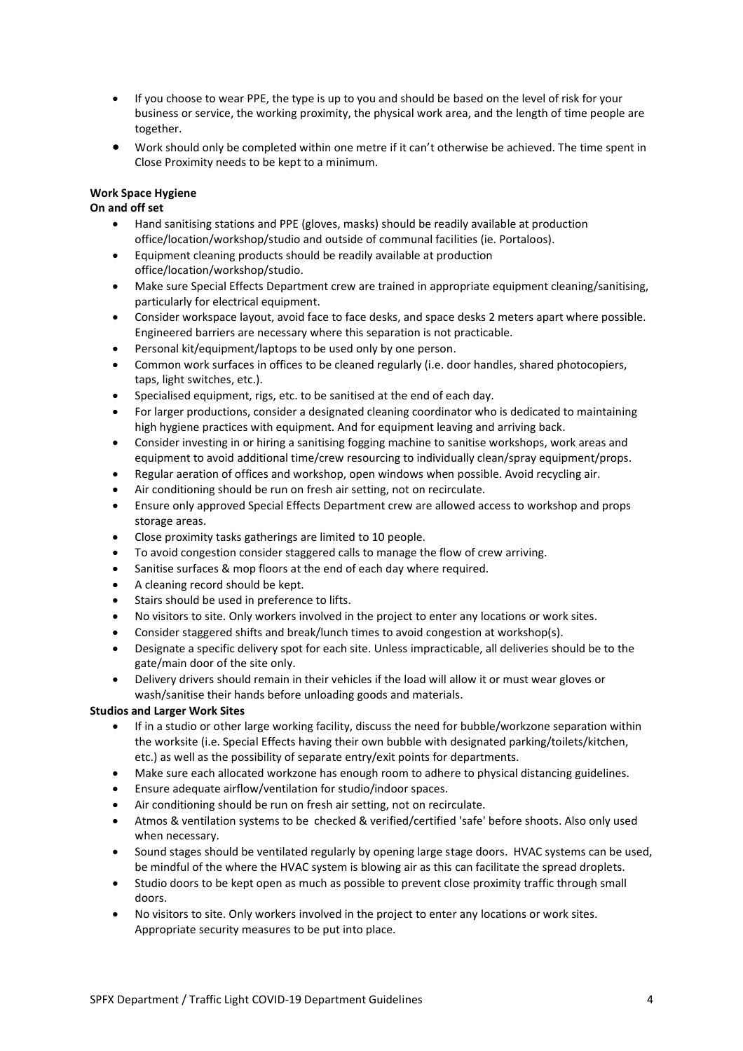- If you choose to wear PPE, the type is up to you and should be based on the level of risk for your business or service, the working proximity, the physical work area, and the length of time people are together.
- Work should only be completed within one metre if it can't otherwise be achieved. The time spent in Close Proximity needs to be kept to a minimum.

**Work Space Hygiene**

**On and off set**

- Hand sanitising stations and PPE (gloves, masks) should be readily available at production office/location/workshop/studio and outside of communal facilities (ie. Portaloos).
- Equipment cleaning products should be readily available at production office/location/workshop/studio.
- Make sure Special Effects Department crew are trained in appropriate equipment cleaning/sanitising, particularly for electrical equipment.
- Consider workspace layout, avoid face to face desks, and space desks 2 meters apart where possible. Engineered barriers are necessary where this separation is not practicable.
- Personal kit/equipment/laptops to be used only by one person.
- Common work surfaces in offices to be cleaned regularly (i.e. door handles, shared photocopiers, taps, light switches, etc.).
- Specialised equipment, rigs, etc. to be sanitised at the end of each day.
- For larger productions, consider a designated cleaning coordinator who is dedicated to maintaining high hygiene practices with equipment. And for equipment leaving and arriving back.
- Consider investing in or hiring a sanitising fogging machine to sanitise workshops, work areas and equipment to avoid additional time/crew resourcing to individually clean/spray equipment/props.
- Regular aeration of offices and workshop, open windows when possible. Avoid recycling air.
- Air conditioning should be run on fresh air setting, not on recirculate.
- Ensure only approved Special Effects Department crew are allowed access to workshop and props storage areas.
- Close proximity tasks gatherings are limited to 10 people.
- To avoid congestion consider staggered calls to manage the flow of crew arriving.
- Sanitise surfaces & mop floors at the end of each day where required.
- A cleaning record should be kept.
- Stairs should be used in preference to lifts.
- No visitors to site. Only workers involved in the project to enter any locations or work sites.
- Consider staggered shifts and break/lunch times to avoid congestion at workshop(s).
- Designate a specific delivery spot for each site. Unless impracticable, all deliveries should be to the gate/main door of the site only.
- Delivery drivers should remain in their vehicles if the load will allow it or must wear gloves or wash/sanitise their hands before unloading goods and materials.

**Studios and Larger Work Sites**

- If in a studio or other large working facility, discuss the need for bubble/workzone separation within the worksite (i.e. Special Effects having their own bubble with designated parking/toilets/kitchen, etc.) as well as the possibility of separate entry/exit points for departments.
- Make sure each allocated workzone has enough room to adhere to physical distancing guidelines.
- Ensure adequate airflow/ventilation for studio/indoor spaces.
- Air conditioning should be run on fresh air setting, not on recirculate.
- Atmos & ventilation systems to be checked & verified/certified 'safe' before shoots. Also only used when necessary.
- Sound stages should be ventilated regularly by opening large stage doors. HVAC systems can be used, be mindful of the where the HVAC system is blowing air as this can facilitate the spread droplets.
- Studio doors to be kept open as much as possible to prevent close proximity traffic through small doors.
- No visitors to site. Only workers involved in the project to enter any locations or work sites. Appropriate security measures to be put into place.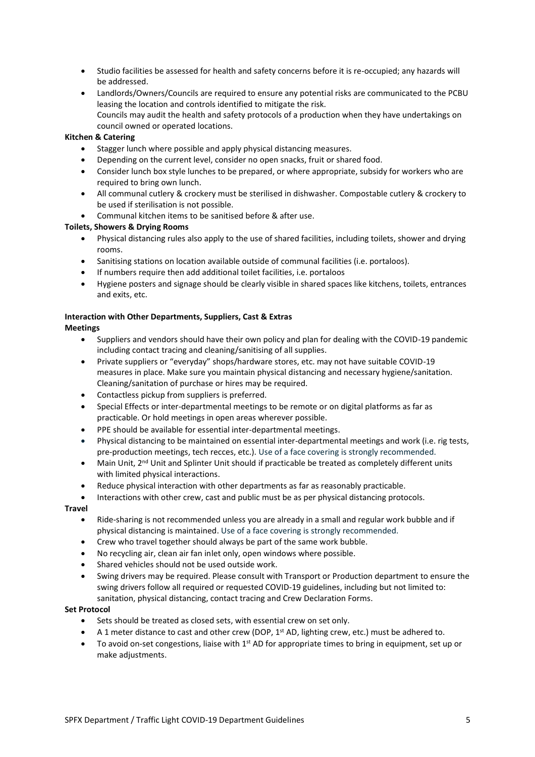- Studio facilities be assessed for health and safety concerns before it is re-occupied; any hazards will be addressed.
- Landlords/Owners/Councils are required to ensure any potential risks are communicated to the PCBU leasing the location and controls identified to mitigate the risk.
  Councils may audit the health and safety protocols of a production when they have undertakings on council owned or operated locations.

**Kitchen & Catering**

- Stagger lunch where possible and apply physical distancing measures.
- Depending on the current level, consider no open snacks, fruit or shared food.
- Consider lunch box style lunches to be prepared, or where appropriate, subsidy for workers who are required to bring own lunch.
- All communal cutlery & crockery must be sterilised in dishwasher. Compostable cutlery & crockery to be used if sterilisation is not possible.
- Communal kitchen items to be sanitised before & after use.

**Toilets, Showers & Drying Rooms**

- Physical distancing rules also apply to the use of shared facilities, including toilets, shower and drying rooms.
- Sanitising stations on location available outside of communal facilities (i.e. portaloos).
- If numbers require then add additional toilet facilities, i.e. portaloos
- Hygiene posters and signage should be clearly visible in shared spaces like kitchens, toilets, entrances and exits, etc.

**Interaction with Other Departments, Suppliers, Cast & Extras**

**Meetings**

- Suppliers and vendors should have their own policy and plan for dealing with the COVID-19 pandemic including contact tracing and cleaning/sanitising of all supplies.
- Private suppliers or "everyday" shops/hardware stores, etc. may not have suitable COVID-19 measures in place. Make sure you maintain physical distancing and necessary hygiene/sanitation. Cleaning/sanitation of purchase or hires may be required.
- Contactless pickup from suppliers is preferred.
- Special Effects or inter-departmental meetings to be remote or on digital platforms as far as practicable. Or hold meetings in open areas wherever possible.
- PPE should be available for essential inter-departmental meetings.
- Physical distancing to be maintained on essential inter-departmental meetings and work (i.e. rig tests, pre-production meetings, tech recces, etc.). Use of a face covering is strongly recommended.
- Main Unit, 2nd Unit and Splinter Unit should if practicable be treated as completely different units with limited physical interactions.
- Reduce physical interaction with other departments as far as reasonably practicable.
- Interactions with other crew, cast and public must be as per physical distancing protocols.

**Travel**

- Ride-sharing is not recommended unless you are already in a small and regular work bubble and if physical distancing is maintained. Use of a face covering is strongly recommended.
- Crew who travel together should always be part of the same work bubble.
- No recycling air, clean air fan inlet only, open windows where possible.
- Shared vehicles should not be used outside work.
- Swing drivers may be required. Please consult with Transport or Production department to ensure the swing drivers follow all required or requested COVID-19 guidelines, including but not limited to: sanitation, physical distancing, contact tracing and Crew Declaration Forms.

**Set Protocol**

- Sets should be treated as closed sets, with essential crew on set only.
- A 1 meter distance to cast and other crew (DOP, 1st AD, lighting crew, etc.) must be adhered to.
- To avoid on-set congestions, liaise with 1st AD for appropriate times to bring in equipment, set up or make adjustments.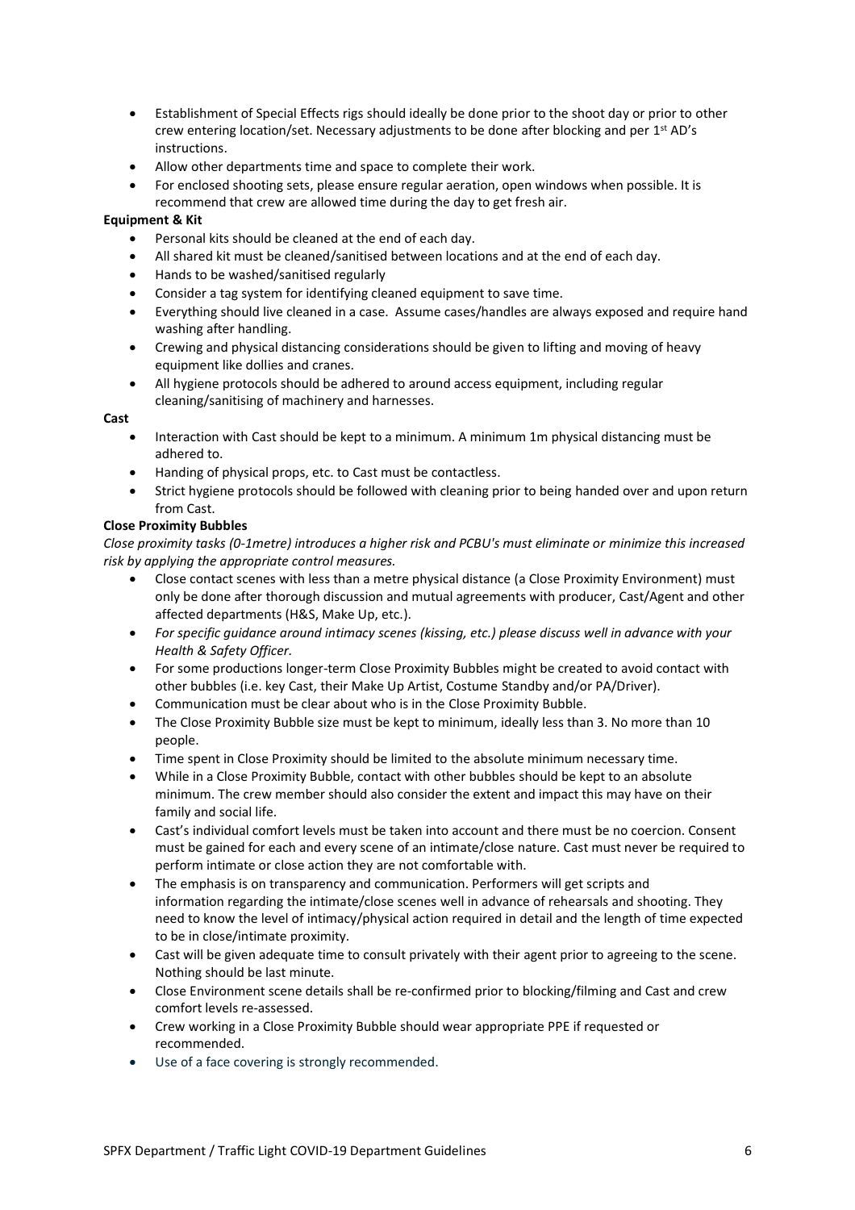- Establishment of Special Effects rigs should ideally be done prior to the shoot day or prior to other crew entering location/set. Necessary adjustments to be done after blocking and per 1st AD's instructions.
- Allow other departments time and space to complete their work.
- For enclosed shooting sets, please ensure regular aeration, open windows when possible. It is recommend that crew are allowed time during the day to get fresh air.

**Equipment & Kit**

- Personal kits should be cleaned at the end of each day.
- All shared kit must be cleaned/sanitised between locations and at the end of each day.
- Hands to be washed/sanitised regularly
- Consider a tag system for identifying cleaned equipment to save time.
- Everything should live cleaned in a case. Assume cases/handles are always exposed and require hand washing after handling.
- Crewing and physical distancing considerations should be given to lifting and moving of heavy equipment like dollies and cranes.
- All hygiene protocols should be adhered to around access equipment, including regular cleaning/sanitising of machinery and harnesses.

**Cast**

- Interaction with Cast should be kept to a minimum. A minimum 1m physical distancing must be adhered to.
- Handing of physical props, etc. to Cast must be contactless.
- Strict hygiene protocols should be followed with cleaning prior to being handed over and upon return from Cast.

**Close Proximity Bubbles**

*Close proximity tasks (0-1metre) introduces a higher risk and PCBU's must eliminate or minimize this increased risk by applying the appropriate control measures.*

- Close contact scenes with less than a metre physical distance (a Close Proximity Environment) must only be done after thorough discussion and mutual agreements with producer, Cast/Agent and other affected departments (H&S, Make Up, etc.).
- *For specific guidance around intimacy scenes (kissing, etc.) please discuss well in advance with your Health & Safety Officer.*
- For some productions longer-term Close Proximity Bubbles might be created to avoid contact with other bubbles (i.e. key Cast, their Make Up Artist, Costume Standby and/or PA/Driver).
- Communication must be clear about who is in the Close Proximity Bubble.
- The Close Proximity Bubble size must be kept to minimum, ideally less than 3. No more than 10 people.
- Time spent in Close Proximity should be limited to the absolute minimum necessary time.
- While in a Close Proximity Bubble, contact with other bubbles should be kept to an absolute minimum. The crew member should also consider the extent and impact this may have on their family and social life.
- Cast's individual comfort levels must be taken into account and there must be no coercion. Consent must be gained for each and every scene of an intimate/close nature. Cast must never be required to perform intimate or close action they are not comfortable with.
- The emphasis is on transparency and communication. Performers will get scripts and information regarding the intimate/close scenes well in advance of rehearsals and shooting. They need to know the level of intimacy/physical action required in detail and the length of time expected to be in close/intimate proximity.
- Cast will be given adequate time to consult privately with their agent prior to agreeing to the scene. Nothing should be last minute.
- Close Environment scene details shall be re-confirmed prior to blocking/filming and Cast and crew comfort levels re-assessed.
- Crew working in a Close Proximity Bubble should wear appropriate PPE if requested or recommended.
- Use of a face covering is strongly recommended.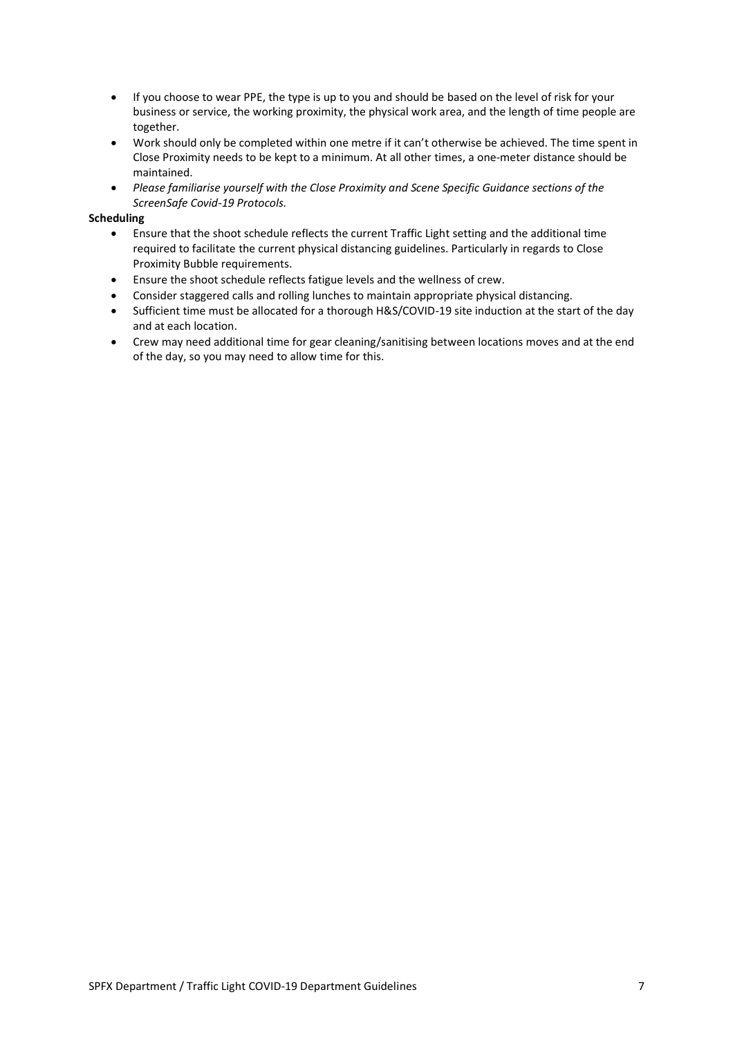- If you choose to wear PPE, the type is up to you and should be based on the level of risk for your business or service, the working proximity, the physical work area, and the length of time people are together.
- Work should only be completed within one metre if it can't otherwise be achieved. The time spent in Close Proximity needs to be kept to a minimum. At all other times, a one-meter distance should be maintained.
- *Please familiarise yourself with the Close Proximity and Scene Specific Guidance sections of the ScreenSafe Covid-19 Protocols.*

**Scheduling**

- Ensure that the shoot schedule reflects the current Traffic Light setting and the additional time required to facilitate the current physical distancing guidelines. Particularly in regards to Close Proximity Bubble requirements.
- Ensure the shoot schedule reflects fatigue levels and the wellness of crew.
- Consider staggered calls and rolling lunches to maintain appropriate physical distancing.
- Sufficient time must be allocated for a thorough H&S/COVID-19 site induction at the start of the day and at each location.
- Crew may need additional time for gear cleaning/sanitising between locations moves and at the end of the day, so you may need to allow time for this.